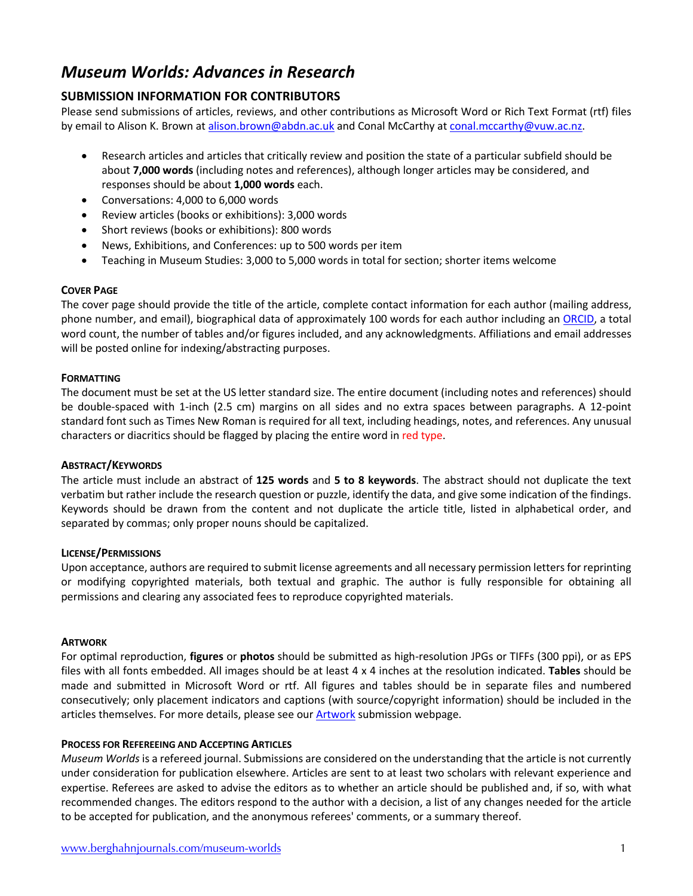# *Museum Worlds: Advances in Research*

## SUBMISSION INFORMATION FOR CONTRIBUTORS

Please send submissions of articles, reviews, and other contributions as Microsoft Word or Rich Text Format (rtf) files by email to Alison K. Brown at alison.brown@abdn.ac.uk and Conal McCarthy at conal.mccarthy@vuw.ac.nz.

- Research articles and articles that critically review and position the state of a particular subfield should be about **7,000 words** (including notes and references), although longer articles may be considered, and responses should be about **1,000 words** each.
- Conversations: 4,000 to 6,000 words
- Review articles (books or exhibitions): 3,000 words
- Short reviews (books or exhibitions): 800 words
- News, Exhibitions, and Conferences: up to 500 words per item
- Teaching in Museum Studies: 3,000 to 5,000 words in total for section; shorter items welcome

### COVER PAGE

The cover page should provide the title of the article, complete contact information for each author (mailing address, phone number, and email), biographical data of approximately 100 words for each author including an ORCID, a total word count, the number of tables and/or figures included, and any acknowledgments. Affiliations and email addresses will be posted online for indexing/abstracting purposes.

### FORMATTING

The document must be set at the US letter standard size. The entire document (including notes and references) should be double-spaced with 1-inch (2.5 cm) margins on all sides and no extra spaces between paragraphs. A 12-point standard font such as Times New Roman is required for all text, including headings, notes, and references. Any unusual characters or diacritics should be flagged by placing the entire word in red type.

### ABSTRACT/KEYWORDS

The article must include an abstract of **125 words** and **5 to 8 keywords**. The abstract should not duplicate the text verbatim but rather include the research question or puzzle, identify the data, and give some indication of the findings. Keywords should be drawn from the content and not duplicate the article title, listed in alphabetical order, and separated by commas; only proper nouns should be capitalized.

### LICENSE/PERMISSIONS

Upon acceptance, authors are required to submit license agreements and all necessary permission letters for reprinting or modifying copyrighted materials, both textual and graphic. The author is fully responsible for obtaining all permissions and clearing any associated fees to reproduce copyrighted materials.

### ARTWORK

For optimal reproduction, **figures** or **photos** should be submitted as high-resolution JPGs or TIFFs (300 ppi), or as EPS files with all fonts embedded. All images should be at least 4 x 4 inches at the resolution indicated. **Tables** should be made and submitted in Microsoft Word or rtf. All figures and tables should be in separate files and numbered consecutively; only placement indicators and captions (with source/copyright information) should be included in the articles themselves. For more details, please see our Artwork submission webpage.

### PROCESS FOR REFEREEING AND ACCEPTING ARTICLES

*Museum Worlds* is a refereed journal. Submissions are considered on the understanding that the article is not currently under consideration for publication elsewhere. Articles are sent to at least two scholars with relevant experience and expertise. Referees are asked to advise the editors as to whether an article should be published and, if so, with what recommended changes. The editors respond to the author with a decision, a list of any changes needed for the article to be accepted for publication, and the anonymous referees' comments, or a summary thereof.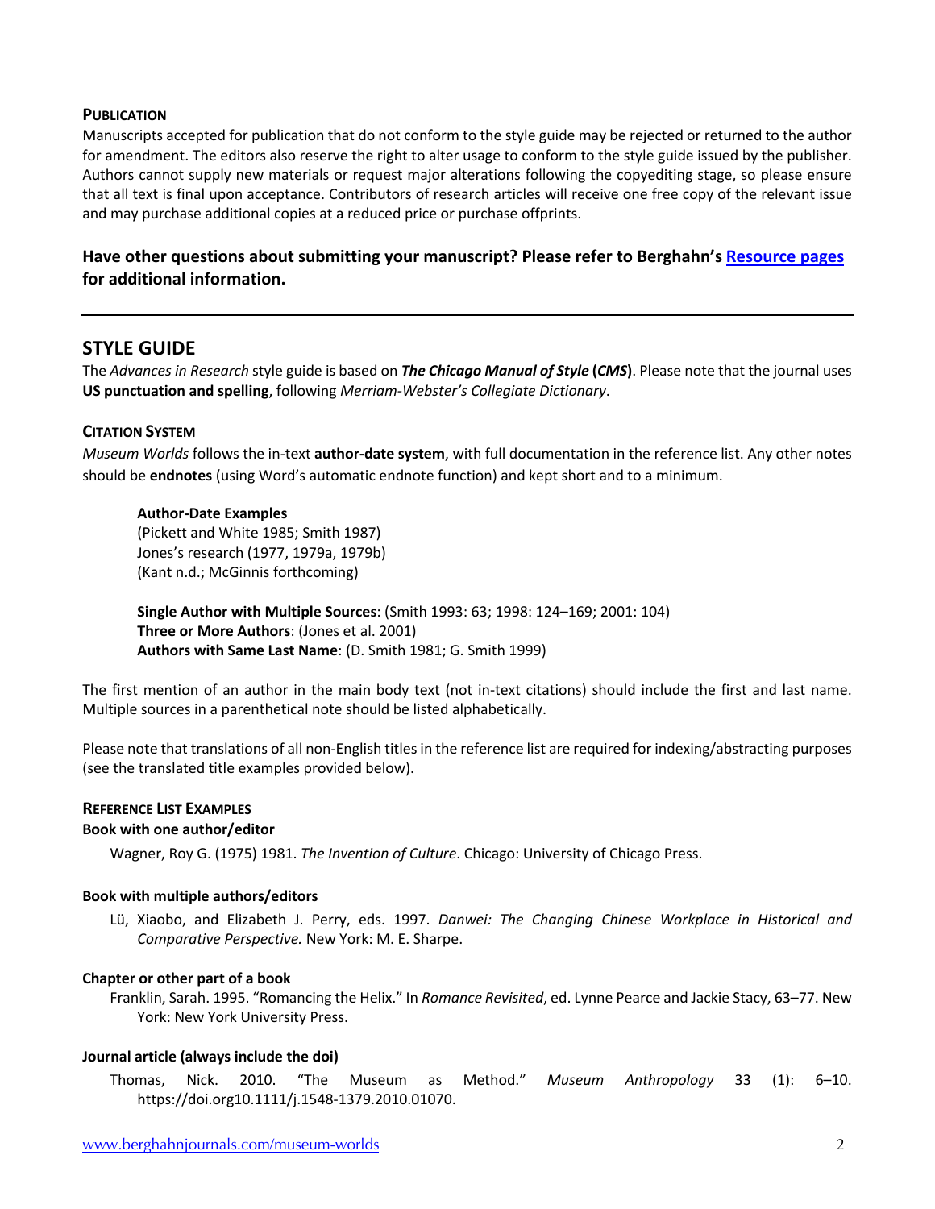### Publication

Manuscripts accepted for publication that do not conform to the style guide may be rejected or returned to the author for amendment. The editors also reserve the right to alter usage to conform to the style guide issued by the publisher. Authors cannot supply new materials or request major alterations following the copyediting stage, so please ensure that all text is final upon acceptance. Contributors of research articles will receive one free copy of the relevant issue and may purchase additional copies at a reduced price or purchase offprints.

**Have other questions about submitting your manuscript? Please refer to Berghahn's Resource pages for additional information.**

---

## STYLE GUIDE

The *Advances in Research* style guide is based on ***The Chicago Manual of Style* (*CMS*)**. Please note that the journal uses **US punctuation and spelling**, following *Merriam-Webster's Collegiate Dictionary*.

### Citation System

*Museum Worlds* follows the in-text **author-date system**, with full documentation in the reference list. Any other notes should be **endnotes** (using Word's automatic endnote function) and kept short and to a minimum.

> **Author-Date Examples**
> (Pickett and White 1985; Smith 1987)
> Jones's research (1977, 1979a, 1979b)
> (Kant n.d.; McGinnis forthcoming)
>
> **Single Author with Multiple Sources**: (Smith 1993: 63; 1998: 124–169; 2001: 104)
> **Three or More Authors**: (Jones et al. 2001)
> **Authors with Same Last Name**: (D. Smith 1981; G. Smith 1999)

The first mention of an author in the main body text (not in-text citations) should include the first and last name. Multiple sources in a parenthetical note should be listed alphabetically.

Please note that translations of all non-English titles in the reference list are required for indexing/abstracting purposes (see the translated title examples provided below).

### Reference List Examples

**Book with one author/editor**

Wagner, Roy G. (1975) 1981. *The Invention of Culture*. Chicago: University of Chicago Press.

**Book with multiple authors/editors**

Lü, Xiaobo, and Elizabeth J. Perry, eds. 1997. *Danwei: The Changing Chinese Workplace in Historical and Comparative Perspective.* New York: M. E. Sharpe.

**Chapter or other part of a book**

Franklin, Sarah. 1995. "Romancing the Helix." In *Romance Revisited*, ed. Lynne Pearce and Jackie Stacy, 63–77. New York: New York University Press.

**Journal article (always include the doi)**

Thomas, Nick. 2010. "The Museum as Method." *Museum Anthropology* 33 (1): 6–10. https://doi.org10.1111/j.1548-1379.2010.01070.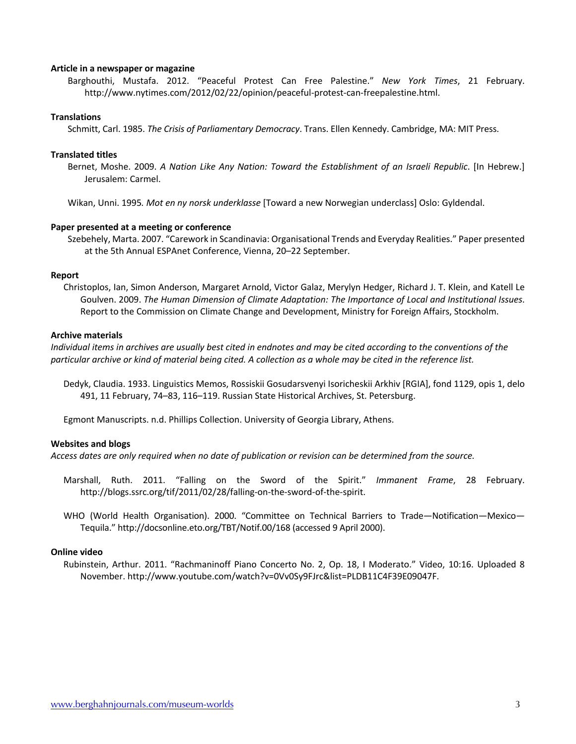**Article in a newspaper or magazine**

Barghouthi, Mustafa. 2012. "Peaceful Protest Can Free Palestine." *New York Times*, 21 February. http://www.nytimes.com/2012/02/22/opinion/peaceful-protest-can-freepalestine.html.

**Translations**

Schmitt, Carl. 1985. *The Crisis of Parliamentary Democracy*. Trans. Ellen Kennedy. Cambridge, MA: MIT Press.

**Translated titles**

Bernet, Moshe. 2009. *A Nation Like Any Nation: Toward the Establishment of an Israeli Republic*. [In Hebrew.] Jerusalem: Carmel.

Wikan, Unni. 1995*. Mot en ny norsk underklasse* [Toward a new Norwegian underclass] Oslo: Gyldendal.

**Paper presented at a meeting or conference**

Szebehely, Marta. 2007. "Carework in Scandinavia: Organisational Trends and Everyday Realities." Paper presented at the 5th Annual ESPAnet Conference, Vienna, 20–22 September.

**Report**

Christoplos, Ian, Simon Anderson, Margaret Arnold, Victor Galaz, Merylyn Hedger, Richard J. T. Klein, and Katell Le Goulven. 2009. *The Human Dimension of Climate Adaptation: The Importance of Local and Institutional Issues*. Report to the Commission on Climate Change and Development, Ministry for Foreign Affairs, Stockholm.

**Archive materials**

*Individual items in archives are usually best cited in endnotes and may be cited according to the conventions of the particular archive or kind of material being cited. A collection as a whole may be cited in the reference list.*

Dedyk, Claudia. 1933. Linguistics Memos, Rossiskii Gosudarsvenyi Isoricheskii Arkhiv [RGIA], fond 1129, opis 1, delo 491, 11 February, 74–83, 116–119. Russian State Historical Archives, St. Petersburg.

Egmont Manuscripts. n.d. Phillips Collection. University of Georgia Library, Athens.

**Websites and blogs**

*Access dates are only required when no date of publication or revision can be determined from the source.*

Marshall, Ruth. 2011. "Falling on the Sword of the Spirit." *Immanent Frame*, 28 February. http://blogs.ssrc.org/tif/2011/02/28/falling-on-the-sword-of-the-spirit.

WHO (World Health Organisation). 2000. "Committee on Technical Barriers to Trade—Notification—Mexico—Tequila." http://docsonline.eto.org/TBT/Notif.00/168 (accessed 9 April 2000).

**Online video**

Rubinstein, Arthur. 2011. "Rachmaninoff Piano Concerto No. 2, Op. 18, I Moderato." Video, 10:16. Uploaded 8 November. http://www.youtube.com/watch?v=0Vv0Sy9FJrc&list=PLDB11C4F39E09047F.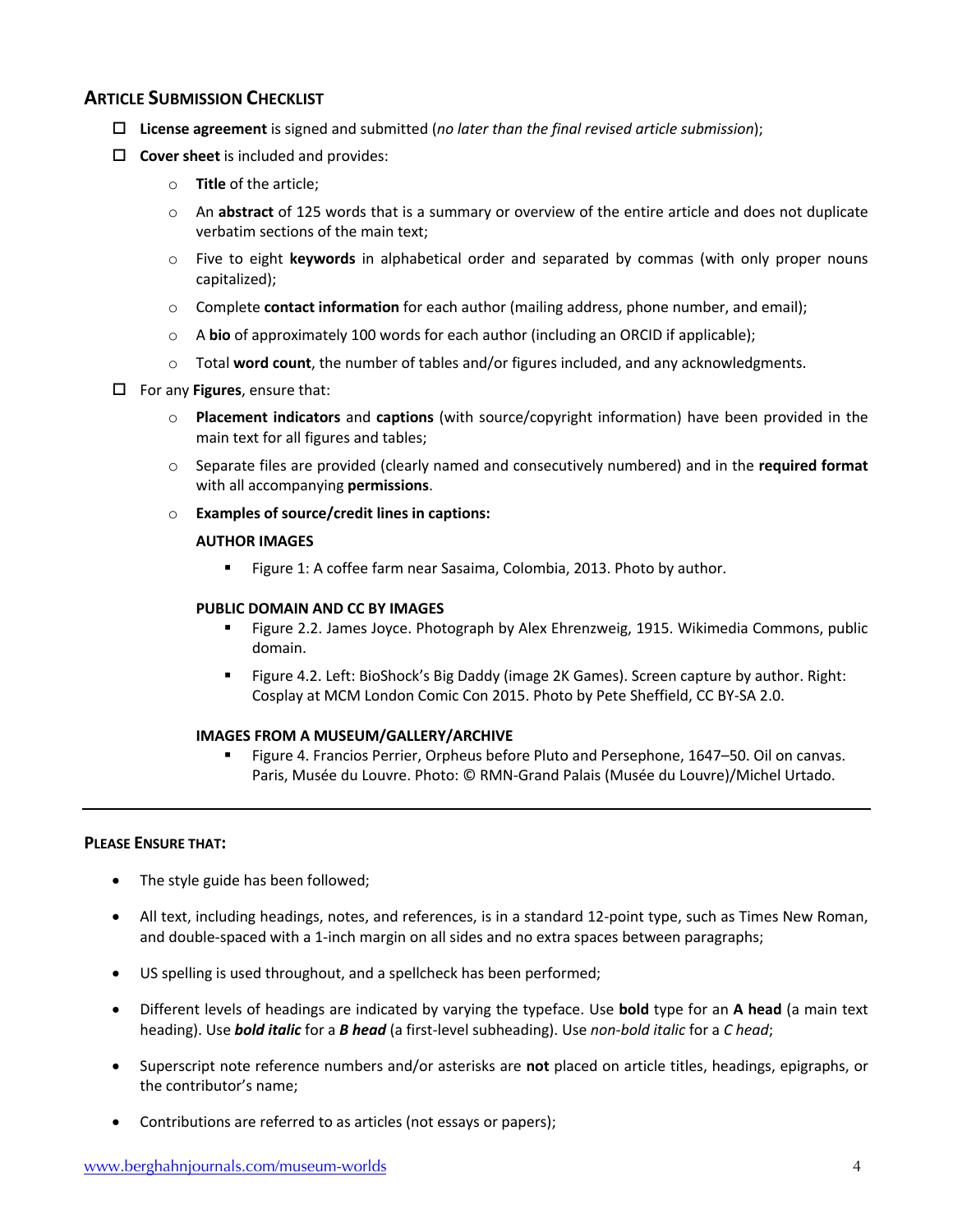## ARTICLE SUBMISSION CHECKLIST

- ☐ **License agreement** is signed and submitted (*no later than the final revised article submission*);
- ☐ **Cover sheet** is included and provides:
  - **Title** of the article;
  - An **abstract** of 125 words that is a summary or overview of the entire article and does not duplicate verbatim sections of the main text;
  - Five to eight **keywords** in alphabetical order and separated by commas (with only proper nouns capitalized);
  - Complete **contact information** for each author (mailing address, phone number, and email);
  - A **bio** of approximately 100 words for each author (including an ORCID if applicable);
  - Total **word count**, the number of tables and/or figures included, and any acknowledgments.
- ☐ For any **Figures**, ensure that:
  - **Placement indicators** and **captions** (with source/copyright information) have been provided in the main text for all figures and tables;
  - Separate files are provided (clearly named and consecutively numbered) and in the **required format** with all accompanying **permissions**.
  - **Examples of source/credit lines in captions:**

    **AUTHOR IMAGES**
    - Figure 1: A coffee farm near Sasaima, Colombia, 2013. Photo by author.

    **PUBLIC DOMAIN AND CC BY IMAGES**
    - Figure 2.2. James Joyce. Photograph by Alex Ehrenzweig, 1915. Wikimedia Commons, public domain.
    - Figure 4.2. Left: BioShock's Big Daddy (image 2K Games). Screen capture by author. Right: Cosplay at MCM London Comic Con 2015. Photo by Pete Sheffield, CC BY-SA 2.0.

    **IMAGES FROM A MUSEUM/GALLERY/ARCHIVE**
    - Figure 4. Francios Perrier, Orpheus before Pluto and Persephone, 1647–50. Oil on canvas. Paris, Musée du Louvre. Photo: © RMN-Grand Palais (Musée du Louvre)/Michel Urtado.

---

## PLEASE ENSURE THAT:

- The style guide has been followed;
- All text, including headings, notes, and references, is in a standard 12-point type, such as Times New Roman, and double-spaced with a 1-inch margin on all sides and no extra spaces between paragraphs;
- US spelling is used throughout, and a spellcheck has been performed;
- Different levels of headings are indicated by varying the typeface. Use **bold** type for an **A head** (a main text heading). Use ***bold italic*** for a ***B head*** (a first-level subheading). Use *non-bold italic* for a *C head*;
- Superscript note reference numbers and/or asterisks are **not** placed on article titles, headings, epigraphs, or the contributor's name;
- Contributions are referred to as articles (not essays or papers);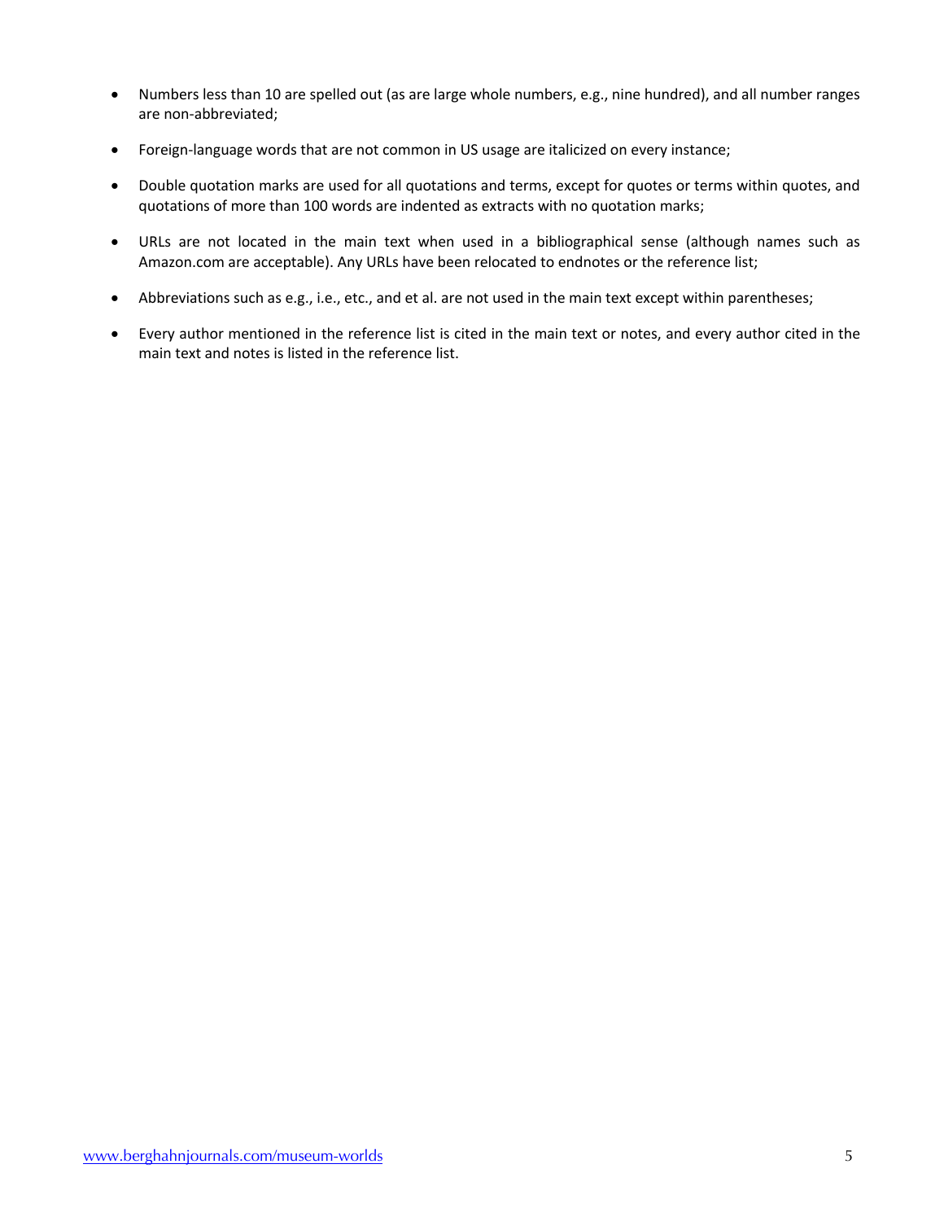- Numbers less than 10 are spelled out (as are large whole numbers, e.g., nine hundred), and all number ranges are non-abbreviated;
- Foreign-language words that are not common in US usage are italicized on every instance;
- Double quotation marks are used for all quotations and terms, except for quotes or terms within quotes, and quotations of more than 100 words are indented as extracts with no quotation marks;
- URLs are not located in the main text when used in a bibliographical sense (although names such as Amazon.com are acceptable). Any URLs have been relocated to endnotes or the reference list;
- Abbreviations such as e.g., i.e., etc., and et al. are not used in the main text except within parentheses;
- Every author mentioned in the reference list is cited in the main text or notes, and every author cited in the main text and notes is listed in the reference list.